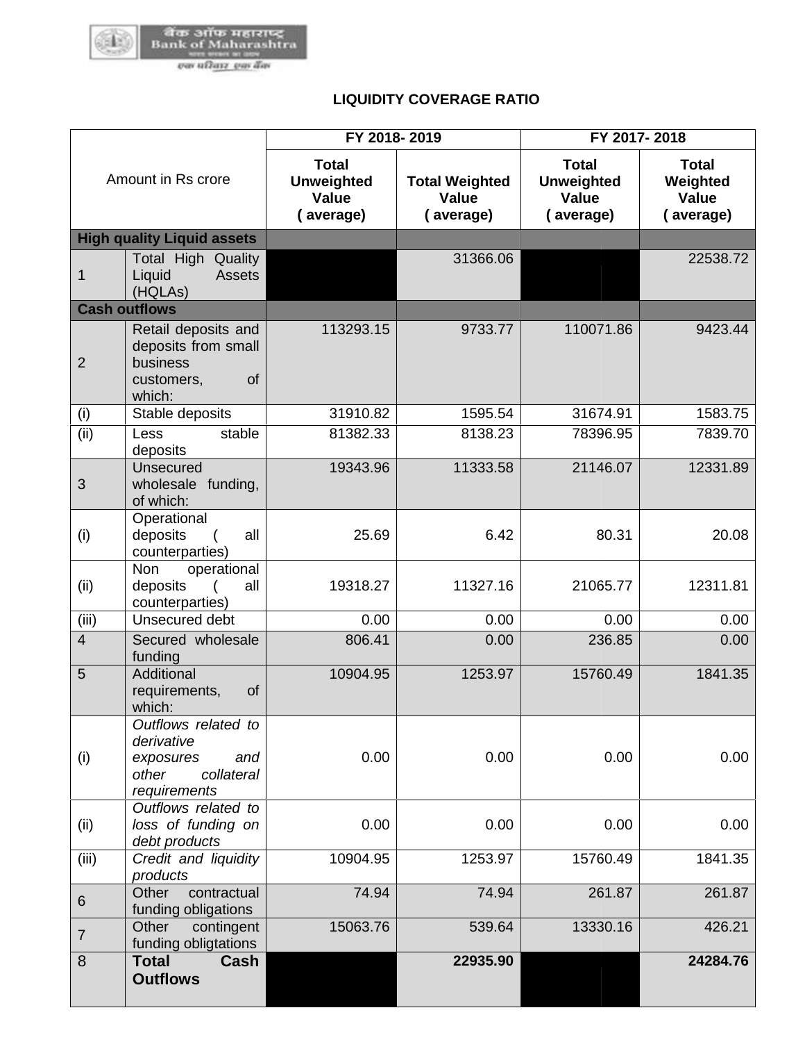# LIQUIDITY COVERAGE RATIO

| Amount in Rs crore | | FY 2018- 2019 | | FY 2017- 2018 | |
|---|---|---|---|---|---|
| | | Total Unweighted Value ( average) | Total Weighted Value ( average) | Total Unweighted Value ( average) | Total Weighted Value ( average) |
| **High quality Liquid assets** | | | | | |
| 1 | Total High Quality Liquid Assets (HQLAs) | | 31366.06 | | 22538.72 |
| **Cash outflows** | | | | | |
| 2 | Retail deposits and deposits from small business customers, of which: | 113293.15 | 9733.77 | 110071.86 | 9423.44 |
| (i) | Stable deposits | 31910.82 | 1595.54 | 31674.91 | 1583.75 |
| (ii) | Less stable deposits | 81382.33 | 8138.23 | 78396.95 | 7839.70 |
| 3 | Unsecured wholesale funding, of which: | 19343.96 | 11333.58 | 21146.07 | 12331.89 |
| (i) | Operational deposits ( all counterparties) | 25.69 | 6.42 | 80.31 | 20.08 |
| (ii) | Non operational deposits ( all counterparties) | 19318.27 | 11327.16 | 21065.77 | 12311.81 |
| (iii) | Unsecured debt | 0.00 | 0.00 | 0.00 | 0.00 |
| 4 | Secured wholesale funding | 806.41 | 0.00 | 236.85 | 0.00 |
| 5 | Additional requirements, of which: | 10904.95 | 1253.97 | 15760.49 | 1841.35 |
| (i) | *Outflows related to derivative exposures and other collateral requirements* | 0.00 | 0.00 | 0.00 | 0.00 |
| (ii) | *Outflows related to loss of funding on debt products* | 0.00 | 0.00 | 0.00 | 0.00 |
| (iii) | *Credit and liquidity products* | 10904.95 | 1253.97 | 15760.49 | 1841.35 |
| 6 | Other contractual funding obligations | 74.94 | 74.94 | 261.87 | 261.87 |
| 7 | Other contingent funding obligtations | 15063.76 | 539.64 | 13330.16 | 426.21 |
| 8 | **Total Cash Outflows** | | **22935.90** | | **24284.76** |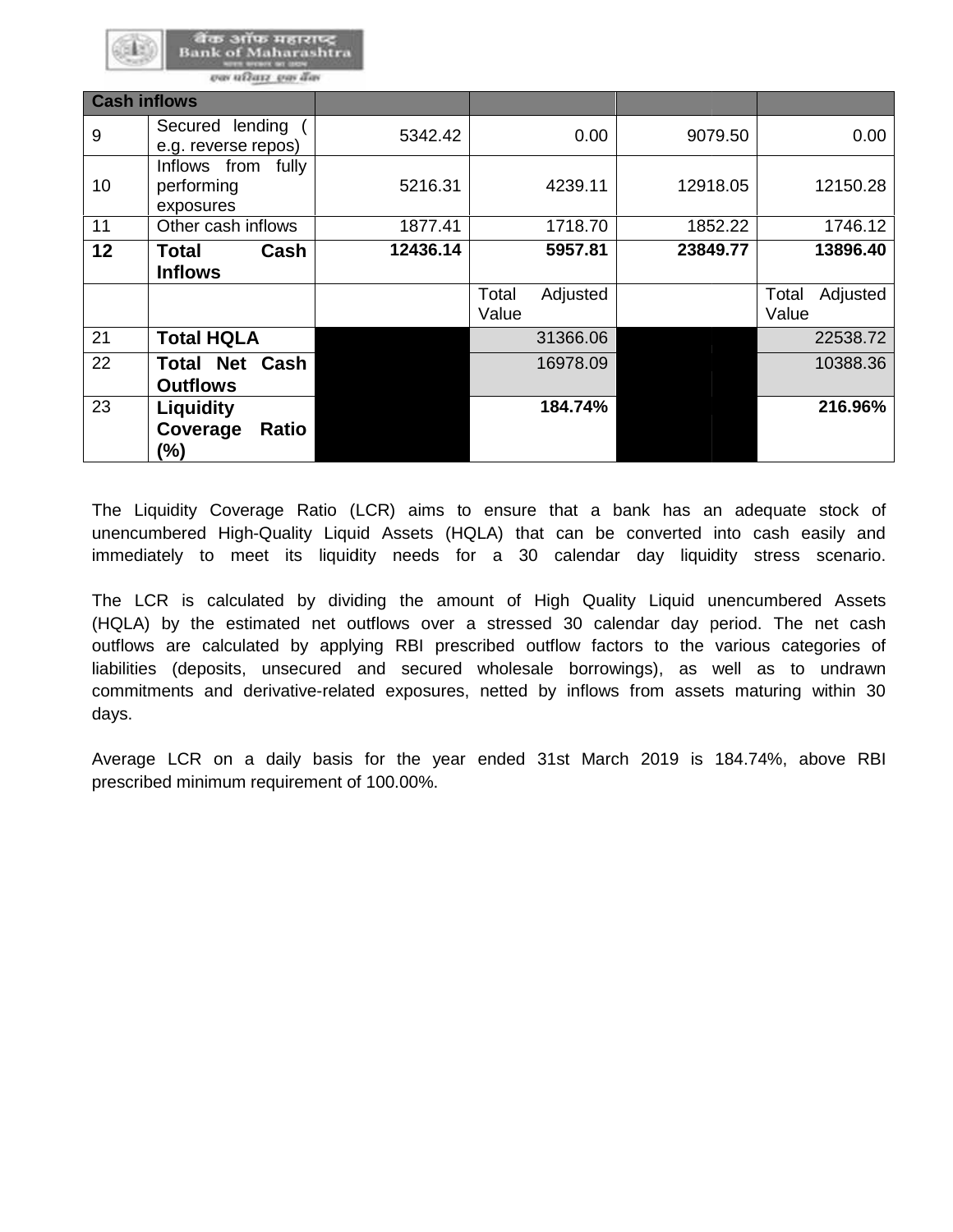| | | | | | |
|---|---|---|---|---|---|
| **Cash inflows** | | | | | |
| 9 | Secured lending ( e.g. reverse repos) | 5342.42 | 0.00 | 9079.50 | 0.00 |
| 10 | Inflows from fully performing exposures | 5216.31 | 4239.11 | 12918.05 | 12150.28 |
| 11 | Other cash inflows | 1877.41 | 1718.70 | 1852.22 | 1746.12 |
| **12** | **Total Cash Inflows** | **12436.14** | **5957.81** | **23849.77** | **13896.40** |
| | | | Total Adjusted Value | | Total Adjusted Value |
| 21 | **Total HQLA** | | 31366.06 | | 22538.72 |
| 22 | **Total Net Cash Outflows** | | 16978.09 | | 10388.36 |
| 23 | **Liquidity Coverage Ratio (%)** | | **184.74%** | | **216.96%** |

The Liquidity Coverage Ratio (LCR) aims to ensure that a bank has an adequate stock of unencumbered High-Quality Liquid Assets (HQLA) that can be converted into cash easily and immediately to meet its liquidity needs for a 30 calendar day liquidity stress scenario.

The LCR is calculated by dividing the amount of High Quality Liquid unencumbered Assets (HQLA) by the estimated net outflows over a stressed 30 calendar day period. The net cash outflows are calculated by applying RBI prescribed outflow factors to the various categories of liabilities (deposits, unsecured and secured wholesale borrowings), as well as to undrawn commitments and derivative-related exposures, netted by inflows from assets maturing within 30 days.

Average LCR on a daily basis for the year ended 31st March 2019 is 184.74%, above RBI prescribed minimum requirement of 100.00%.